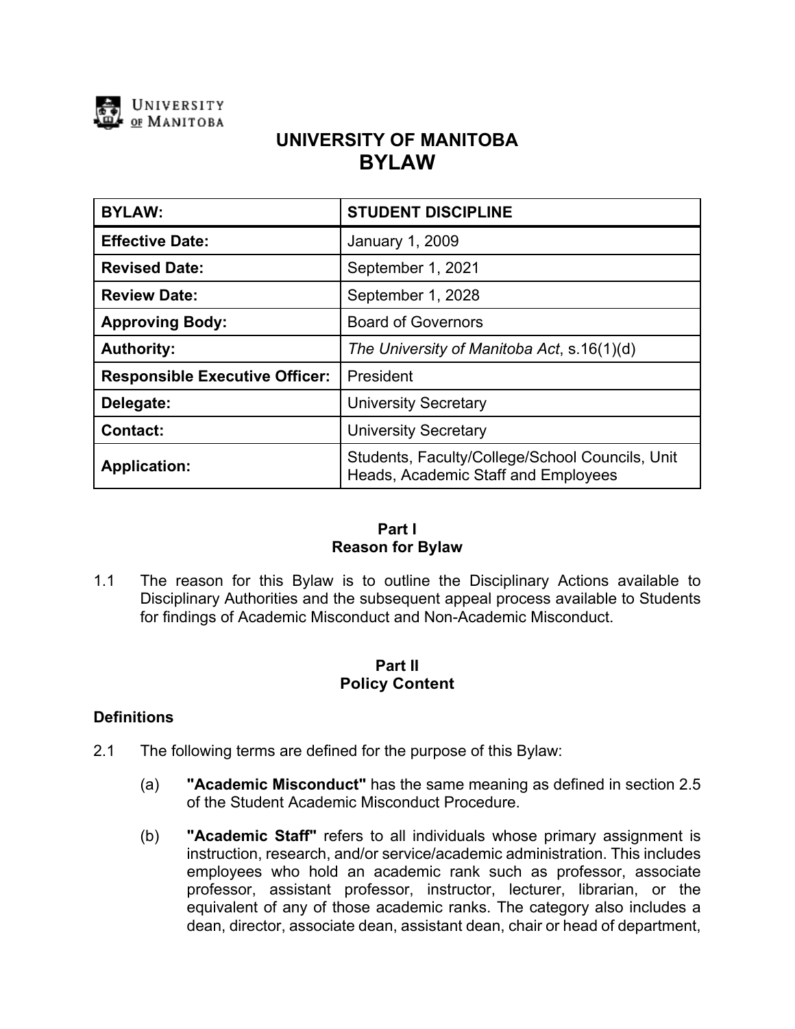UNIVERSITY OF MANITOBA

# UNIVERSITY OF MANITOBA
# BYLAW

| BYLAW: | STUDENT DISCIPLINE |
|---|---|
| **Effective Date:** | January 1, 2009 |
| **Revised Date:** | September 1, 2021 |
| **Review Date:** | September 1, 2028 |
| **Approving Body:** | Board of Governors |
| **Authority:** | *The University of Manitoba Act*, s.16(1)(d) |
| **Responsible Executive Officer:** | President |
| **Delegate:** | University Secretary |
| **Contact:** | University Secretary |
| **Application:** | Students, Faculty/College/School Councils, Unit Heads, Academic Staff and Employees |

## Part I
## Reason for Bylaw

1.1 The reason for this Bylaw is to outline the Disciplinary Actions available to Disciplinary Authorities and the subsequent appeal process available to Students for findings of Academic Misconduct and Non-Academic Misconduct.

## Part II
## Policy Content

### Definitions

2.1 The following terms are defined for the purpose of this Bylaw:

(a) **"Academic Misconduct"** has the same meaning as defined in section 2.5 of the Student Academic Misconduct Procedure.

(b) **"Academic Staff"** refers to all individuals whose primary assignment is instruction, research, and/or service/academic administration. This includes employees who hold an academic rank such as professor, associate professor, assistant professor, instructor, lecturer, librarian, or the equivalent of any of those academic ranks. The category also includes a dean, director, associate dean, assistant dean, chair or head of department,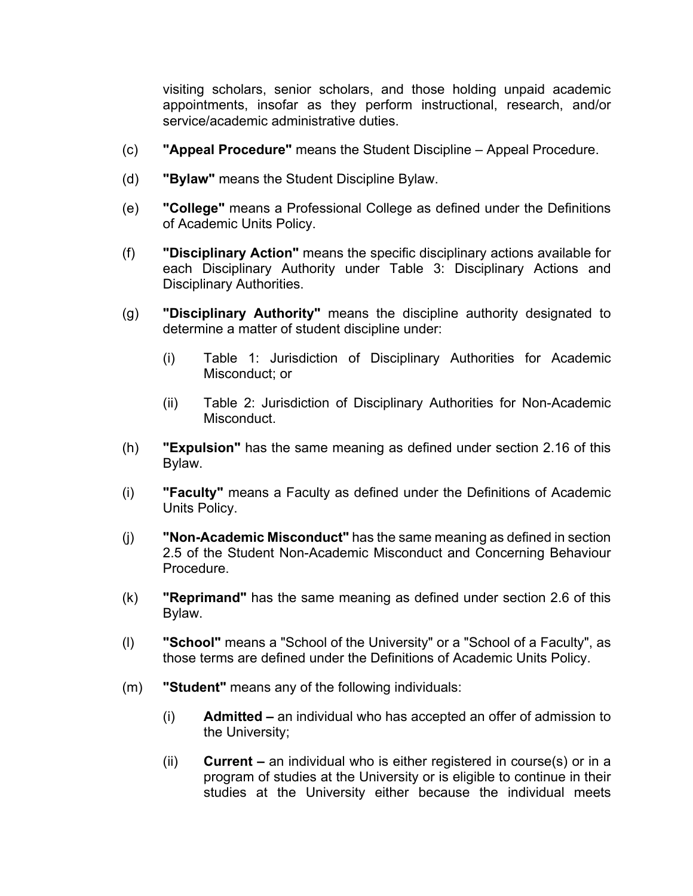visiting scholars, senior scholars, and those holding unpaid academic appointments, insofar as they perform instructional, research, and/or service/academic administrative duties.

(c) **"Appeal Procedure"** means the Student Discipline – Appeal Procedure.

(d) **"Bylaw"** means the Student Discipline Bylaw.

(e) **"College"** means a Professional College as defined under the Definitions of Academic Units Policy.

(f) **"Disciplinary Action"** means the specific disciplinary actions available for each Disciplinary Authority under Table 3: Disciplinary Actions and Disciplinary Authorities.

(g) **"Disciplinary Authority"** means the discipline authority designated to determine a matter of student discipline under:

   (i) Table 1: Jurisdiction of Disciplinary Authorities for Academic Misconduct; or

   (ii) Table 2: Jurisdiction of Disciplinary Authorities for Non-Academic Misconduct.

(h) **"Expulsion"** has the same meaning as defined under section 2.16 of this Bylaw.

(i) **"Faculty"** means a Faculty as defined under the Definitions of Academic Units Policy.

(j) **"Non-Academic Misconduct"** has the same meaning as defined in section 2.5 of the Student Non-Academic Misconduct and Concerning Behaviour Procedure.

(k) **"Reprimand"** has the same meaning as defined under section 2.6 of this Bylaw.

(l) **"School"** means a "School of the University" or a "School of a Faculty", as those terms are defined under the Definitions of Academic Units Policy.

(m) **"Student"** means any of the following individuals:

   (i) **Admitted –** an individual who has accepted an offer of admission to the University;

   (ii) **Current –** an individual who is either registered in course(s) or in a program of studies at the University or is eligible to continue in their studies at the University either because the individual meets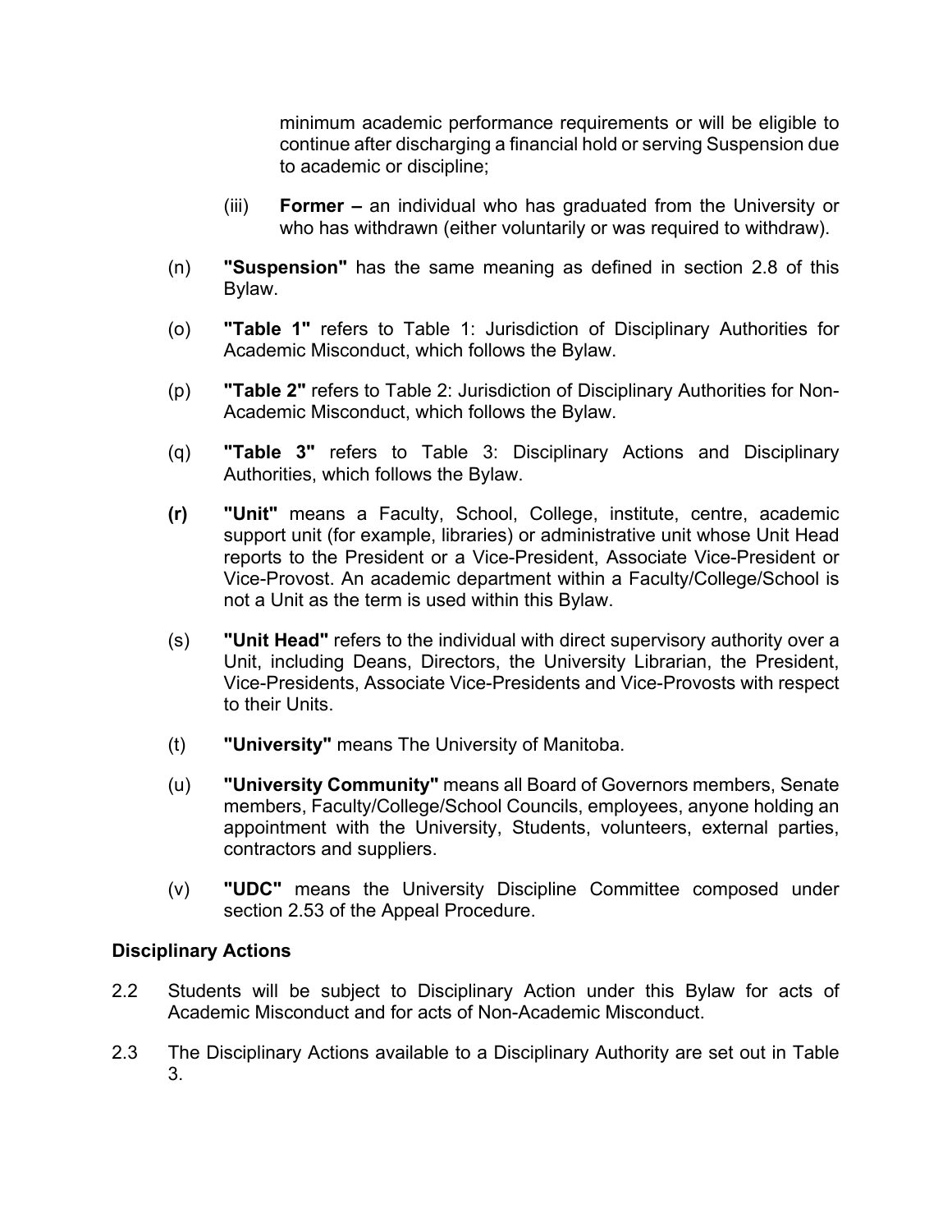minimum academic performance requirements or will be eligible to continue after discharging a financial hold or serving Suspension due to academic or discipline;

(iii) **Former –** an individual who has graduated from the University or who has withdrawn (either voluntarily or was required to withdraw).

(n) **"Suspension"** has the same meaning as defined in section 2.8 of this Bylaw.

(o) **"Table 1"** refers to Table 1: Jurisdiction of Disciplinary Authorities for Academic Misconduct, which follows the Bylaw.

(p) **"Table 2"** refers to Table 2: Jurisdiction of Disciplinary Authorities for Non-Academic Misconduct, which follows the Bylaw.

(q) **"Table 3"** refers to Table 3: Disciplinary Actions and Disciplinary Authorities, which follows the Bylaw.

**(r)** **"Unit"** means a Faculty, School, College, institute, centre, academic support unit (for example, libraries) or administrative unit whose Unit Head reports to the President or a Vice-President, Associate Vice-President or Vice-Provost. An academic department within a Faculty/College/School is not a Unit as the term is used within this Bylaw.

(s) **"Unit Head"** refers to the individual with direct supervisory authority over a Unit, including Deans, Directors, the University Librarian, the President, Vice-Presidents, Associate Vice-Presidents and Vice-Provosts with respect to their Units.

(t) **"University"** means The University of Manitoba.

(u) **"University Community"** means all Board of Governors members, Senate members, Faculty/College/School Councils, employees, anyone holding an appointment with the University, Students, volunteers, external parties, contractors and suppliers.

(v) **"UDC"** means the University Discipline Committee composed under section 2.53 of the Appeal Procedure.

**Disciplinary Actions**

2.2 Students will be subject to Disciplinary Action under this Bylaw for acts of Academic Misconduct and for acts of Non-Academic Misconduct.

2.3 The Disciplinary Actions available to a Disciplinary Authority are set out in Table 3.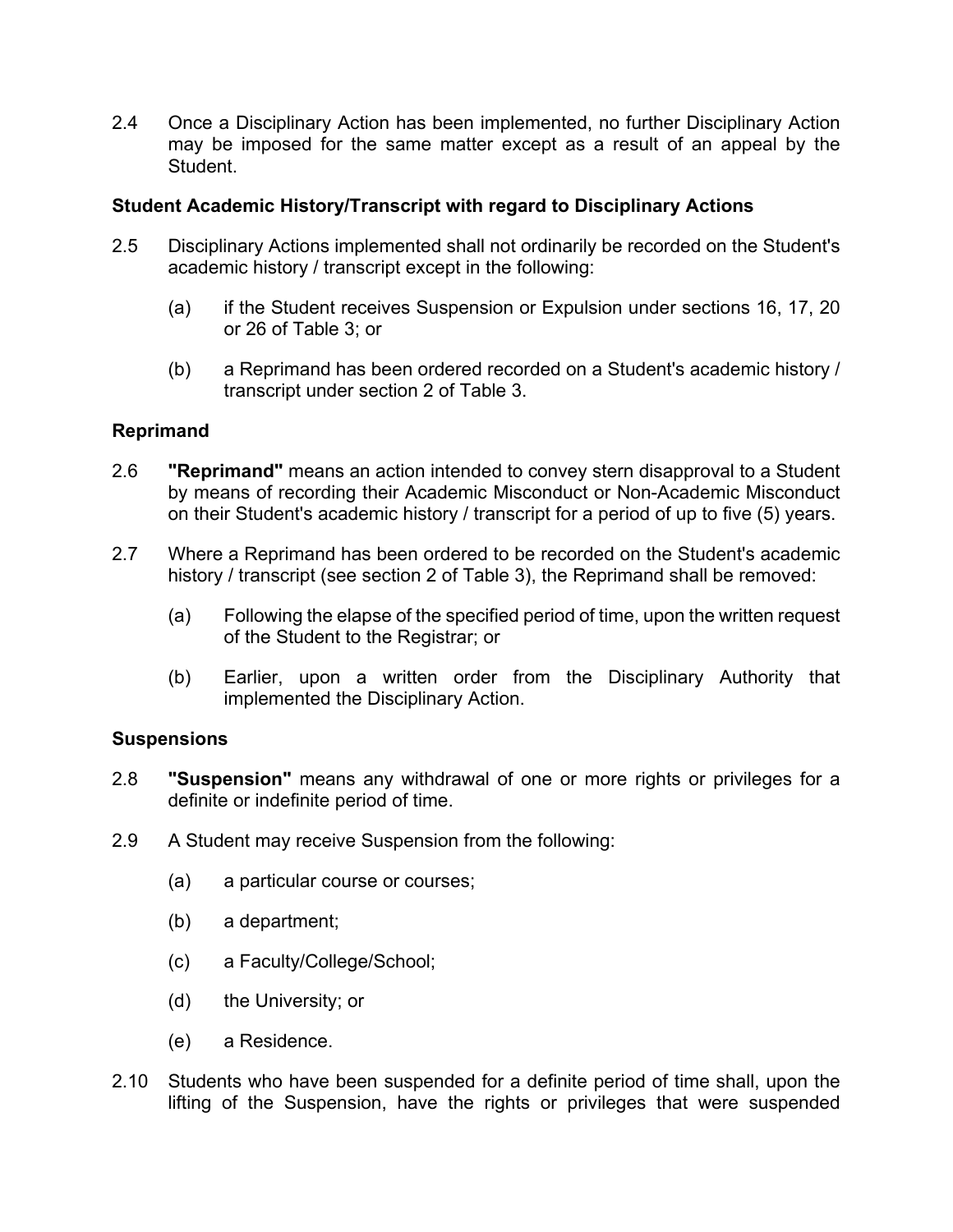2.4 Once a Disciplinary Action has been implemented, no further Disciplinary Action may be imposed for the same matter except as a result of an appeal by the Student.

**Student Academic History/Transcript with regard to Disciplinary Actions**

2.5 Disciplinary Actions implemented shall not ordinarily be recorded on the Student's academic history / transcript except in the following:

(a) if the Student receives Suspension or Expulsion under sections 16, 17, 20 or 26 of Table 3; or

(b) a Reprimand has been ordered recorded on a Student's academic history / transcript under section 2 of Table 3.

**Reprimand**

2.6 **"Reprimand"** means an action intended to convey stern disapproval to a Student by means of recording their Academic Misconduct or Non-Academic Misconduct on their Student's academic history / transcript for a period of up to five (5) years.

2.7 Where a Reprimand has been ordered to be recorded on the Student's academic history / transcript (see section 2 of Table 3), the Reprimand shall be removed:

(a) Following the elapse of the specified period of time, upon the written request of the Student to the Registrar; or

(b) Earlier, upon a written order from the Disciplinary Authority that implemented the Disciplinary Action.

**Suspensions**

2.8 **"Suspension"** means any withdrawal of one or more rights or privileges for a definite or indefinite period of time.

2.9 A Student may receive Suspension from the following:

(a) a particular course or courses;

(b) a department;

(c) a Faculty/College/School;

(d) the University; or

(e) a Residence.

2.10 Students who have been suspended for a definite period of time shall, upon the lifting of the Suspension, have the rights or privileges that were suspended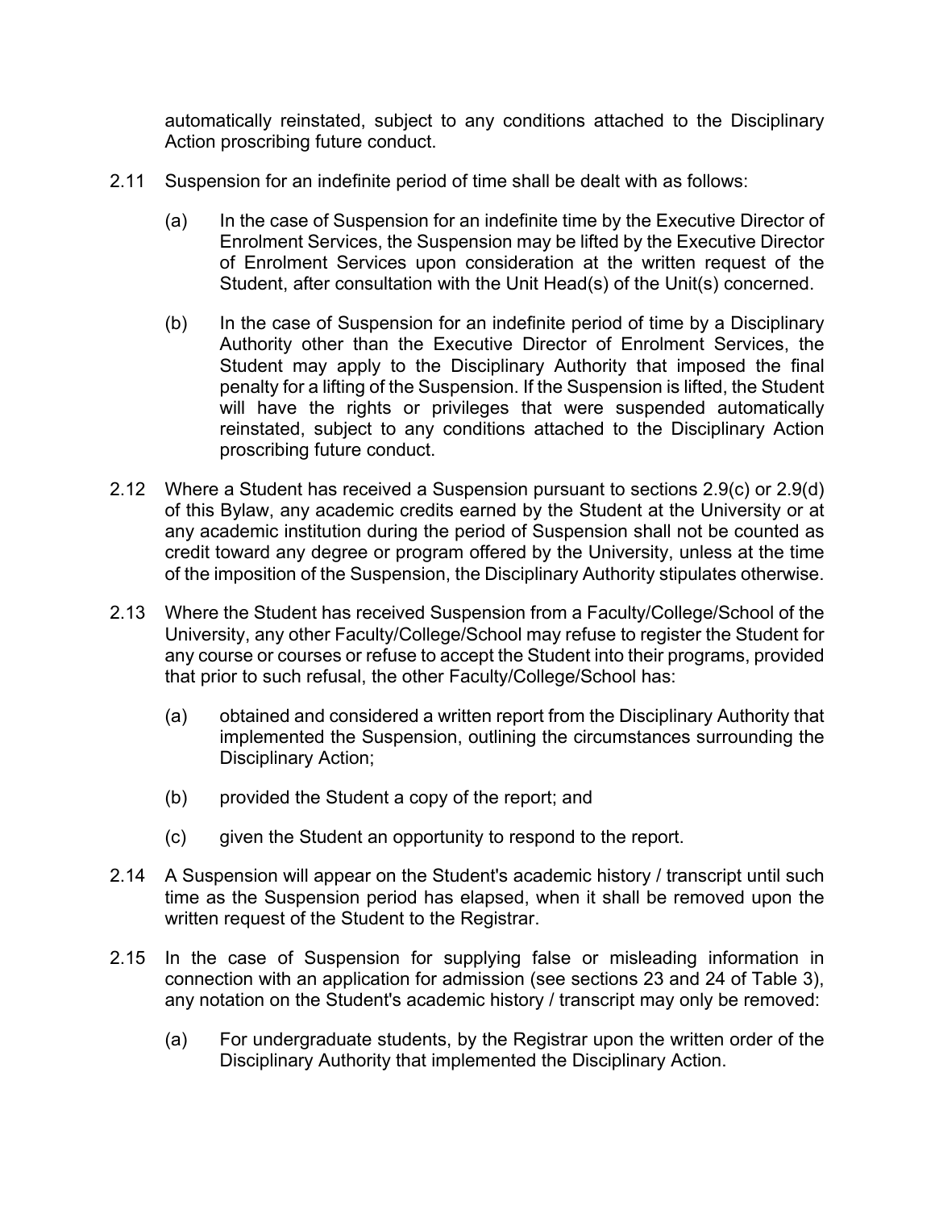automatically reinstated, subject to any conditions attached to the Disciplinary Action proscribing future conduct.

2.11 Suspension for an indefinite period of time shall be dealt with as follows:

(a) In the case of Suspension for an indefinite time by the Executive Director of Enrolment Services, the Suspension may be lifted by the Executive Director of Enrolment Services upon consideration at the written request of the Student, after consultation with the Unit Head(s) of the Unit(s) concerned.

(b) In the case of Suspension for an indefinite period of time by a Disciplinary Authority other than the Executive Director of Enrolment Services, the Student may apply to the Disciplinary Authority that imposed the final penalty for a lifting of the Suspension. If the Suspension is lifted, the Student will have the rights or privileges that were suspended automatically reinstated, subject to any conditions attached to the Disciplinary Action proscribing future conduct.

2.12 Where a Student has received a Suspension pursuant to sections 2.9(c) or 2.9(d) of this Bylaw, any academic credits earned by the Student at the University or at any academic institution during the period of Suspension shall not be counted as credit toward any degree or program offered by the University, unless at the time of the imposition of the Suspension, the Disciplinary Authority stipulates otherwise.

2.13 Where the Student has received Suspension from a Faculty/College/School of the University, any other Faculty/College/School may refuse to register the Student for any course or courses or refuse to accept the Student into their programs, provided that prior to such refusal, the other Faculty/College/School has:

(a) obtained and considered a written report from the Disciplinary Authority that implemented the Suspension, outlining the circumstances surrounding the Disciplinary Action;

(b) provided the Student a copy of the report; and

(c) given the Student an opportunity to respond to the report.

2.14 A Suspension will appear on the Student's academic history / transcript until such time as the Suspension period has elapsed, when it shall be removed upon the written request of the Student to the Registrar.

2.15 In the case of Suspension for supplying false or misleading information in connection with an application for admission (see sections 23 and 24 of Table 3), any notation on the Student's academic history / transcript may only be removed:

(a) For undergraduate students, by the Registrar upon the written order of the Disciplinary Authority that implemented the Disciplinary Action.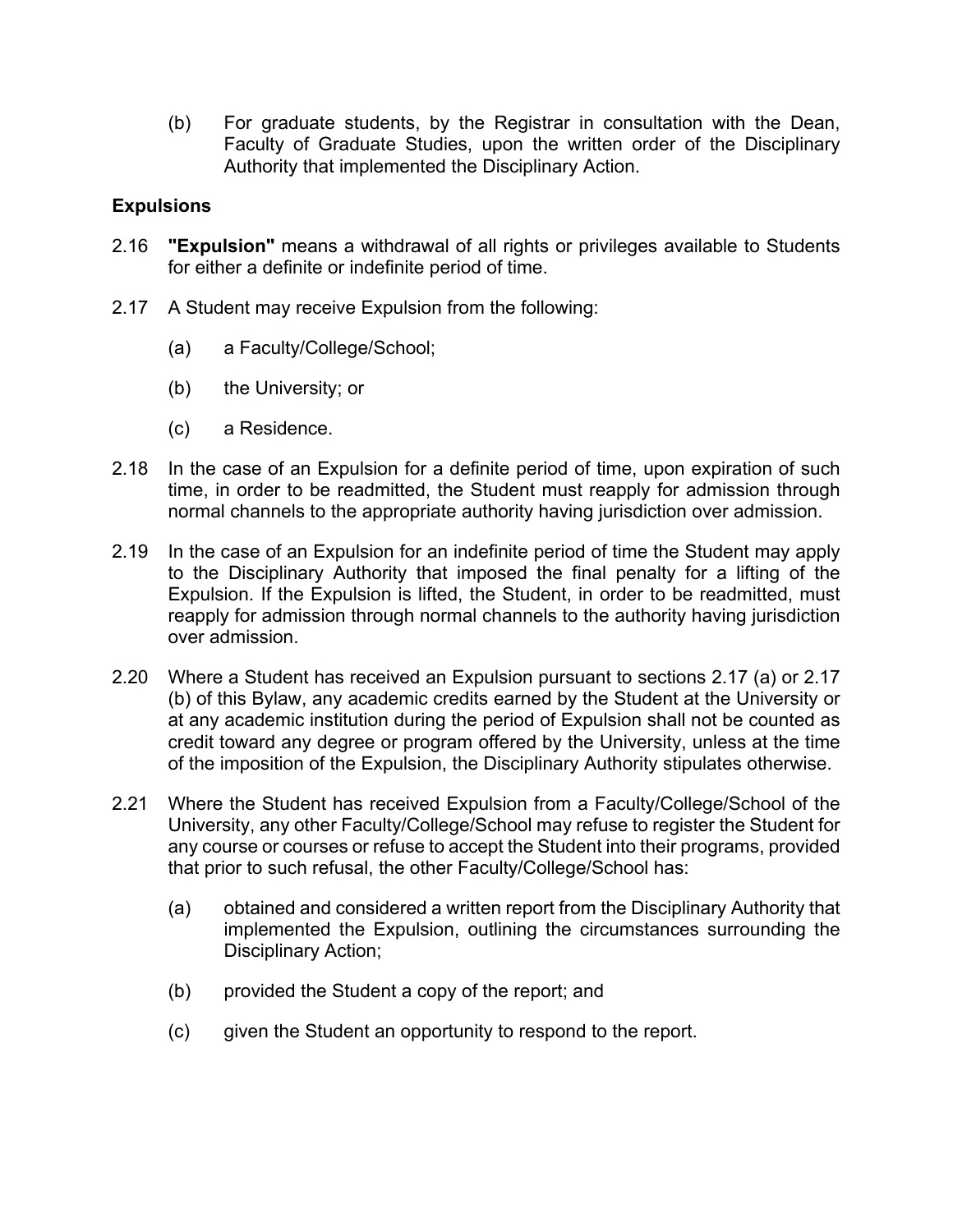(b) For graduate students, by the Registrar in consultation with the Dean, Faculty of Graduate Studies, upon the written order of the Disciplinary Authority that implemented the Disciplinary Action.

**Expulsions**

2.16 **"Expulsion"** means a withdrawal of all rights or privileges available to Students for either a definite or indefinite period of time.

2.17 A Student may receive Expulsion from the following:

(a) a Faculty/College/School;

(b) the University; or

(c) a Residence.

2.18 In the case of an Expulsion for a definite period of time, upon expiration of such time, in order to be readmitted, the Student must reapply for admission through normal channels to the appropriate authority having jurisdiction over admission.

2.19 In the case of an Expulsion for an indefinite period of time the Student may apply to the Disciplinary Authority that imposed the final penalty for a lifting of the Expulsion. If the Expulsion is lifted, the Student, in order to be readmitted, must reapply for admission through normal channels to the authority having jurisdiction over admission.

2.20 Where a Student has received an Expulsion pursuant to sections 2.17 (a) or 2.17 (b) of this Bylaw, any academic credits earned by the Student at the University or at any academic institution during the period of Expulsion shall not be counted as credit toward any degree or program offered by the University, unless at the time of the imposition of the Expulsion, the Disciplinary Authority stipulates otherwise.

2.21 Where the Student has received Expulsion from a Faculty/College/School of the University, any other Faculty/College/School may refuse to register the Student for any course or courses or refuse to accept the Student into their programs, provided that prior to such refusal, the other Faculty/College/School has:

(a) obtained and considered a written report from the Disciplinary Authority that implemented the Expulsion, outlining the circumstances surrounding the Disciplinary Action;

(b) provided the Student a copy of the report; and

(c) given the Student an opportunity to respond to the report.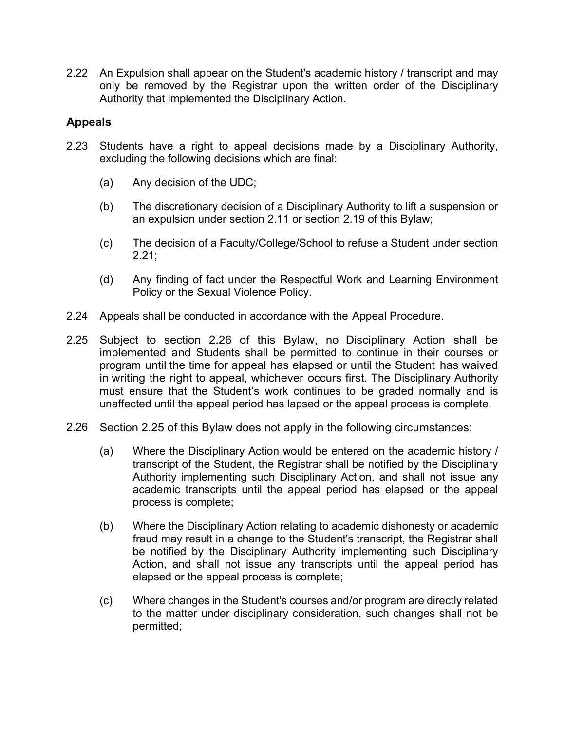2.22 An Expulsion shall appear on the Student's academic history / transcript and may only be removed by the Registrar upon the written order of the Disciplinary Authority that implemented the Disciplinary Action.

## Appeals

2.23 Students have a right to appeal decisions made by a Disciplinary Authority, excluding the following decisions which are final:

(a) Any decision of the UDC;

(b) The discretionary decision of a Disciplinary Authority to lift a suspension or an expulsion under section 2.11 or section 2.19 of this Bylaw;

(c) The decision of a Faculty/College/School to refuse a Student under section 2.21;

(d) Any finding of fact under the Respectful Work and Learning Environment Policy or the Sexual Violence Policy.

2.24 Appeals shall be conducted in accordance with the Appeal Procedure.

2.25 Subject to section 2.26 of this Bylaw, no Disciplinary Action shall be implemented and Students shall be permitted to continue in their courses or program until the time for appeal has elapsed or until the Student has waived in writing the right to appeal, whichever occurs first. The Disciplinary Authority must ensure that the Student's work continues to be graded normally and is unaffected until the appeal period has lapsed or the appeal process is complete.

2.26 Section 2.25 of this Bylaw does not apply in the following circumstances:

(a) Where the Disciplinary Action would be entered on the academic history / transcript of the Student, the Registrar shall be notified by the Disciplinary Authority implementing such Disciplinary Action, and shall not issue any academic transcripts until the appeal period has elapsed or the appeal process is complete;

(b) Where the Disciplinary Action relating to academic dishonesty or academic fraud may result in a change to the Student's transcript, the Registrar shall be notified by the Disciplinary Authority implementing such Disciplinary Action, and shall not issue any transcripts until the appeal period has elapsed or the appeal process is complete;

(c) Where changes in the Student's courses and/or program are directly related to the matter under disciplinary consideration, such changes shall not be permitted;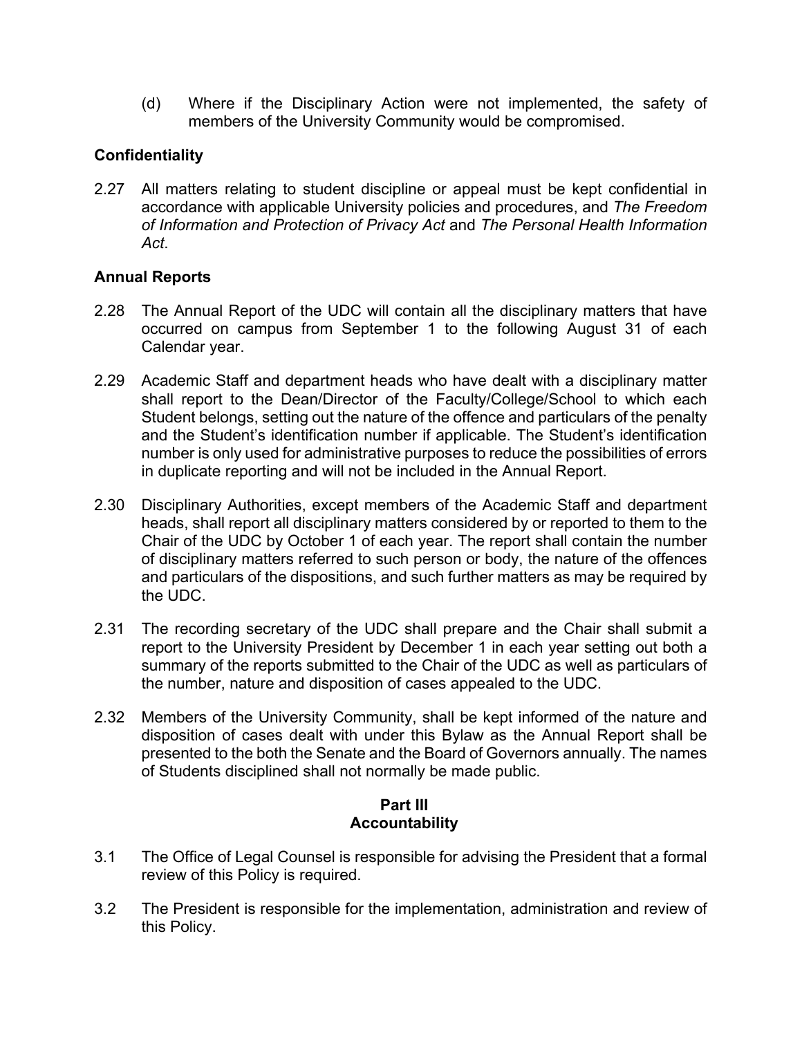(d) Where if the Disciplinary Action were not implemented, the safety of members of the University Community would be compromised.

**Confidentiality**

2.27 All matters relating to student discipline or appeal must be kept confidential in accordance with applicable University policies and procedures, and *The Freedom of Information and Protection of Privacy Act* and *The Personal Health Information Act*.

**Annual Reports**

2.28 The Annual Report of the UDC will contain all the disciplinary matters that have occurred on campus from September 1 to the following August 31 of each Calendar year.

2.29 Academic Staff and department heads who have dealt with a disciplinary matter shall report to the Dean/Director of the Faculty/College/School to which each Student belongs, setting out the nature of the offence and particulars of the penalty and the Student's identification number if applicable. The Student's identification number is only used for administrative purposes to reduce the possibilities of errors in duplicate reporting and will not be included in the Annual Report.

2.30 Disciplinary Authorities, except members of the Academic Staff and department heads, shall report all disciplinary matters considered by or reported to them to the Chair of the UDC by October 1 of each year. The report shall contain the number of disciplinary matters referred to such person or body, the nature of the offences and particulars of the dispositions, and such further matters as may be required by the UDC.

2.31 The recording secretary of the UDC shall prepare and the Chair shall submit a report to the University President by December 1 in each year setting out both a summary of the reports submitted to the Chair of the UDC as well as particulars of the number, nature and disposition of cases appealed to the UDC.

2.32 Members of the University Community, shall be kept informed of the nature and disposition of cases dealt with under this Bylaw as the Annual Report shall be presented to the both the Senate and the Board of Governors annually. The names of Students disciplined shall not normally be made public.

## Part III
## Accountability

3.1 The Office of Legal Counsel is responsible for advising the President that a formal review of this Policy is required.

3.2 The President is responsible for the implementation, administration and review of this Policy.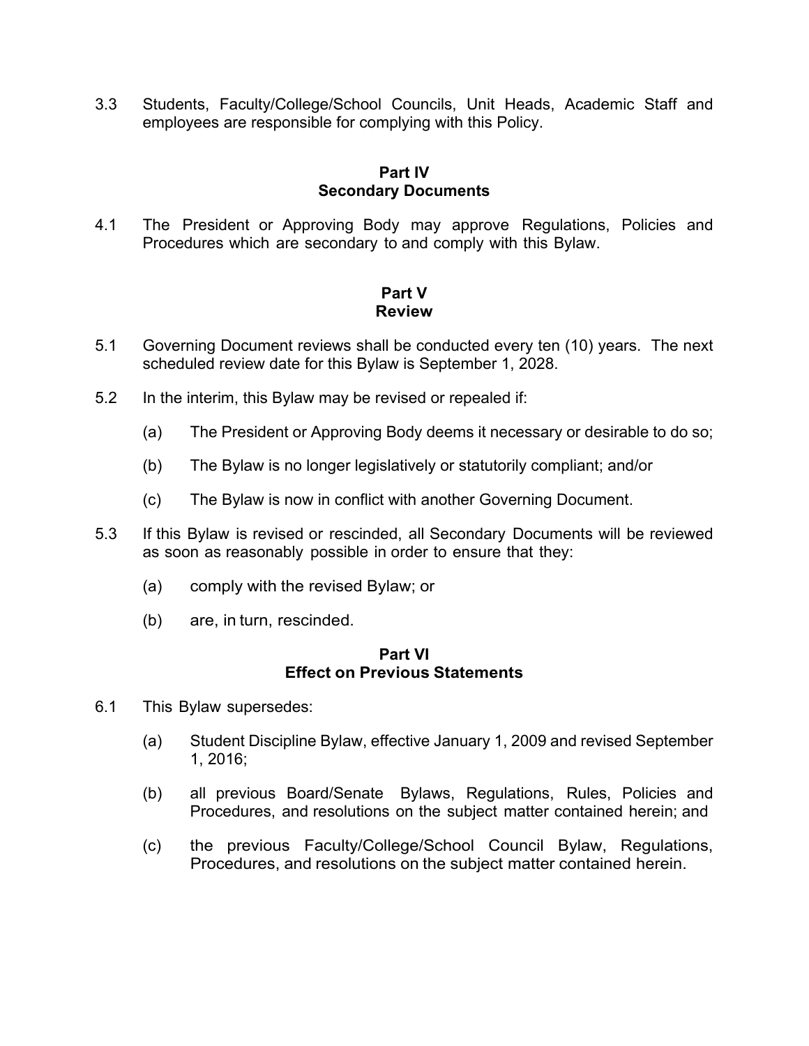3.3 Students, Faculty/College/School Councils, Unit Heads, Academic Staff and employees are responsible for complying with this Policy.

## Part IV
## Secondary Documents

4.1 The President or Approving Body may approve Regulations, Policies and Procedures which are secondary to and comply with this Bylaw.

## Part V
## Review

5.1 Governing Document reviews shall be conducted every ten (10) years. The next scheduled review date for this Bylaw is September 1, 2028.

5.2 In the interim, this Bylaw may be revised or repealed if:

(a) The President or Approving Body deems it necessary or desirable to do so;

(b) The Bylaw is no longer legislatively or statutorily compliant; and/or

(c) The Bylaw is now in conflict with another Governing Document.

5.3 If this Bylaw is revised or rescinded, all Secondary Documents will be reviewed as soon as reasonably possible in order to ensure that they:

(a) comply with the revised Bylaw; or

(b) are, in turn, rescinded.

## Part VI
## Effect on Previous Statements

6.1 This Bylaw supersedes:

(a) Student Discipline Bylaw, effective January 1, 2009 and revised September 1, 2016;

(b) all previous Board/Senate Bylaws, Regulations, Rules, Policies and Procedures, and resolutions on the subject matter contained herein; and

(c) the previous Faculty/College/School Council Bylaw, Regulations, Procedures, and resolutions on the subject matter contained herein.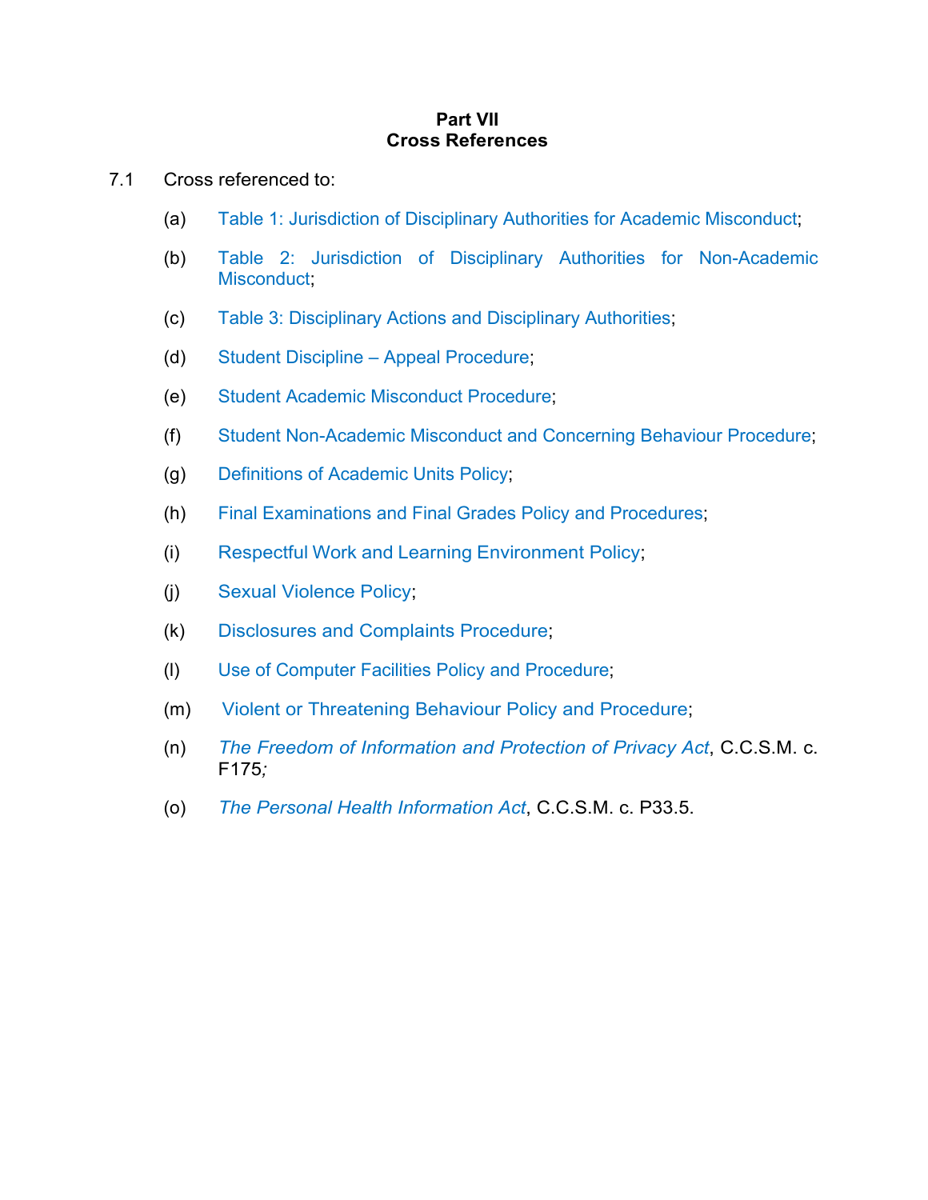## Part VII
## Cross References

7.1 Cross referenced to:

(a) Table 1: Jurisdiction of Disciplinary Authorities for Academic Misconduct;

(b) Table 2: Jurisdiction of Disciplinary Authorities for Non-Academic Misconduct;

(c) Table 3: Disciplinary Actions and Disciplinary Authorities;

(d) Student Discipline – Appeal Procedure;

(e) Student Academic Misconduct Procedure;

(f) Student Non-Academic Misconduct and Concerning Behaviour Procedure;

(g) Definitions of Academic Units Policy;

(h) Final Examinations and Final Grades Policy and Procedures;

(i) Respectful Work and Learning Environment Policy;

(j) Sexual Violence Policy;

(k) Disclosures and Complaints Procedure;

(l) Use of Computer Facilities Policy and Procedure;

(m) Violent or Threatening Behaviour Policy and Procedure;

(n) *The Freedom of Information and Protection of Privacy Act*, C.C.S.M. c. F175;

(o) *The Personal Health Information Act*, C.C.S.M. c. P33.5.